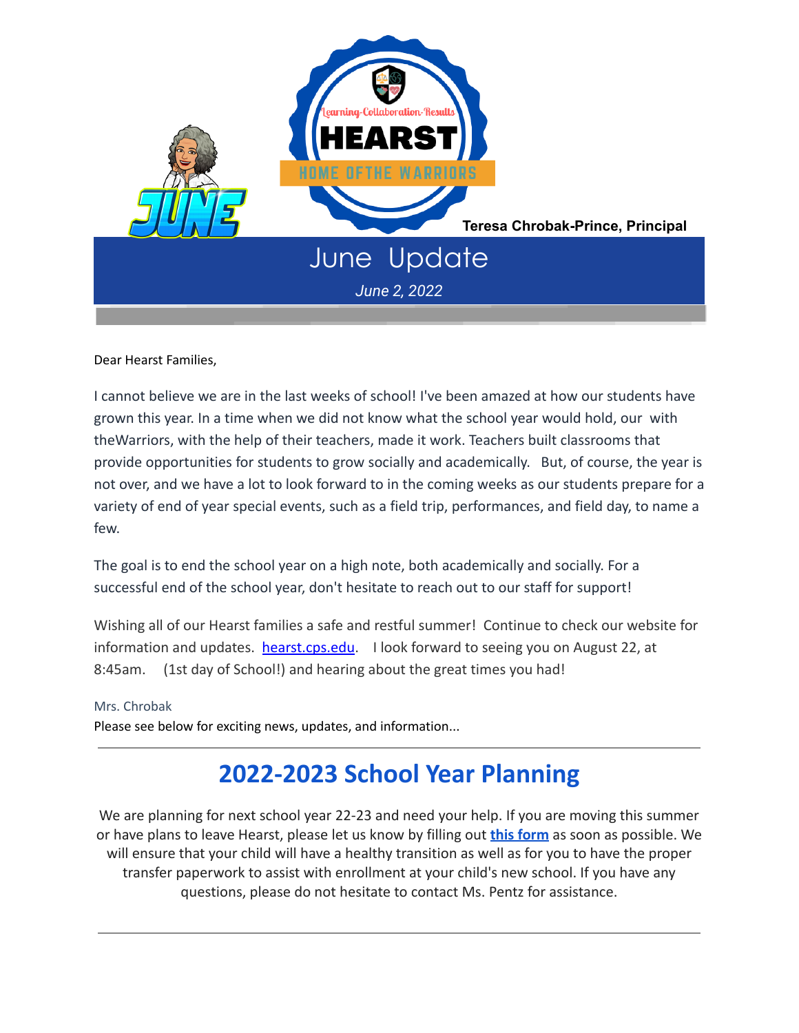Learning-Collaboration-Results

# HEARST

HOME OF THE WARRIORS

JUNE

**Teresa Chrobak-Prince, Principal**

## June Update

*June 2, 2022*

Dear Hearst Families,

I cannot believe we are in the last weeks of school! I've been amazed at how our students have grown this year. In a time when we did not know what the school year would hold, our with theWarriors, with the help of their teachers, made it work. Teachers built classrooms that provide opportunities for students to grow socially and academically. But, of course, the year is not over, and we have a lot to look forward to in the coming weeks as our students prepare for a variety of end of year special events, such as a field trip, performances, and field day, to name a few.

The goal is to end the school year on a high note, both academically and socially. For a successful end of the school year, don't hesitate to reach out to our staff for support!

Wishing all of our Hearst families a safe and restful summer! Continue to check our website for information and updates. hearst.cps.edu. I look forward to seeing you on August 22, at 8:45am. (1st day of School!) and hearing about the great times you had!

Mrs. Chrobak

Please see below for exciting news, updates, and information...

---

## 2022-2023 School Year Planning

We are planning for next school year 22-23 and need your help. If you are moving this summer or have plans to leave Hearst, please let us know by filling out **this form** as soon as possible. We will ensure that your child will have a healthy transition as well as for you to have the proper transfer paperwork to assist with enrollment at your child's new school. If you have any questions, please do not hesitate to contact Ms. Pentz for assistance.

---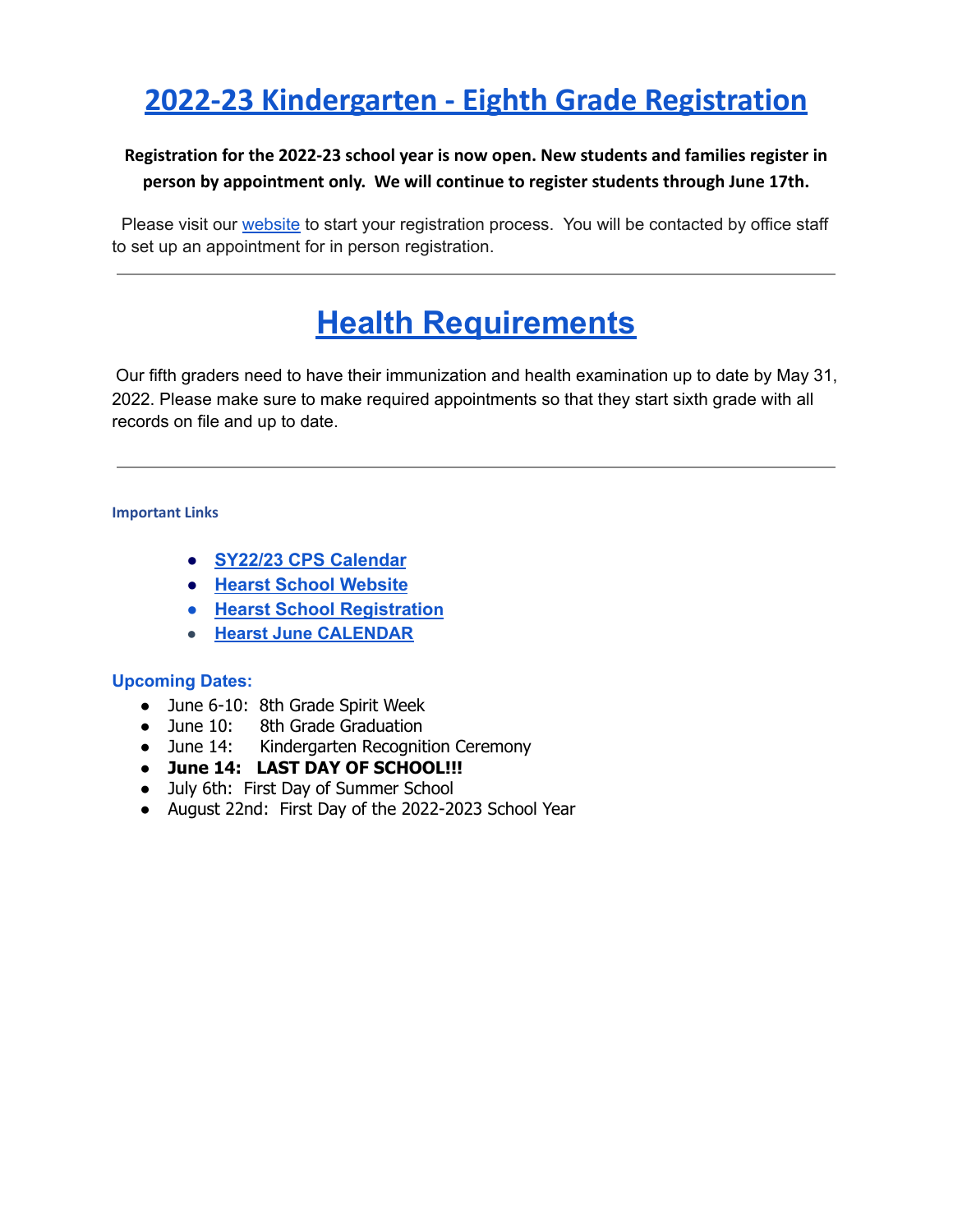# 2022-23 Kindergarten - Eighth Grade Registration

**Registration for the 2022-23 school year is now open. New students and families register in person by appointment only. We will continue to register students through June 17th.**

Please visit our website to start your registration process. You will be contacted by office staff to set up an appointment for in person registration.

---

# Health Requirements

Our fifth graders need to have their immunization and health examination up to date by May 31, 2022. Please make sure to make required appointments so that they start sixth grade with all records on file and up to date.

---

**Important Links**

- **SY22/23 CPS Calendar**
- **Hearst School Website**
- **Hearst School Registration**
- **Hearst June CALENDAR**

**Upcoming Dates:**

- June 6-10: 8th Grade Spirit Week
- June 10: 8th Grade Graduation
- June 14: Kindergarten Recognition Ceremony
- **June 14: LAST DAY OF SCHOOL!!!**
- July 6th: First Day of Summer School
- August 22nd: First Day of the 2022-2023 School Year